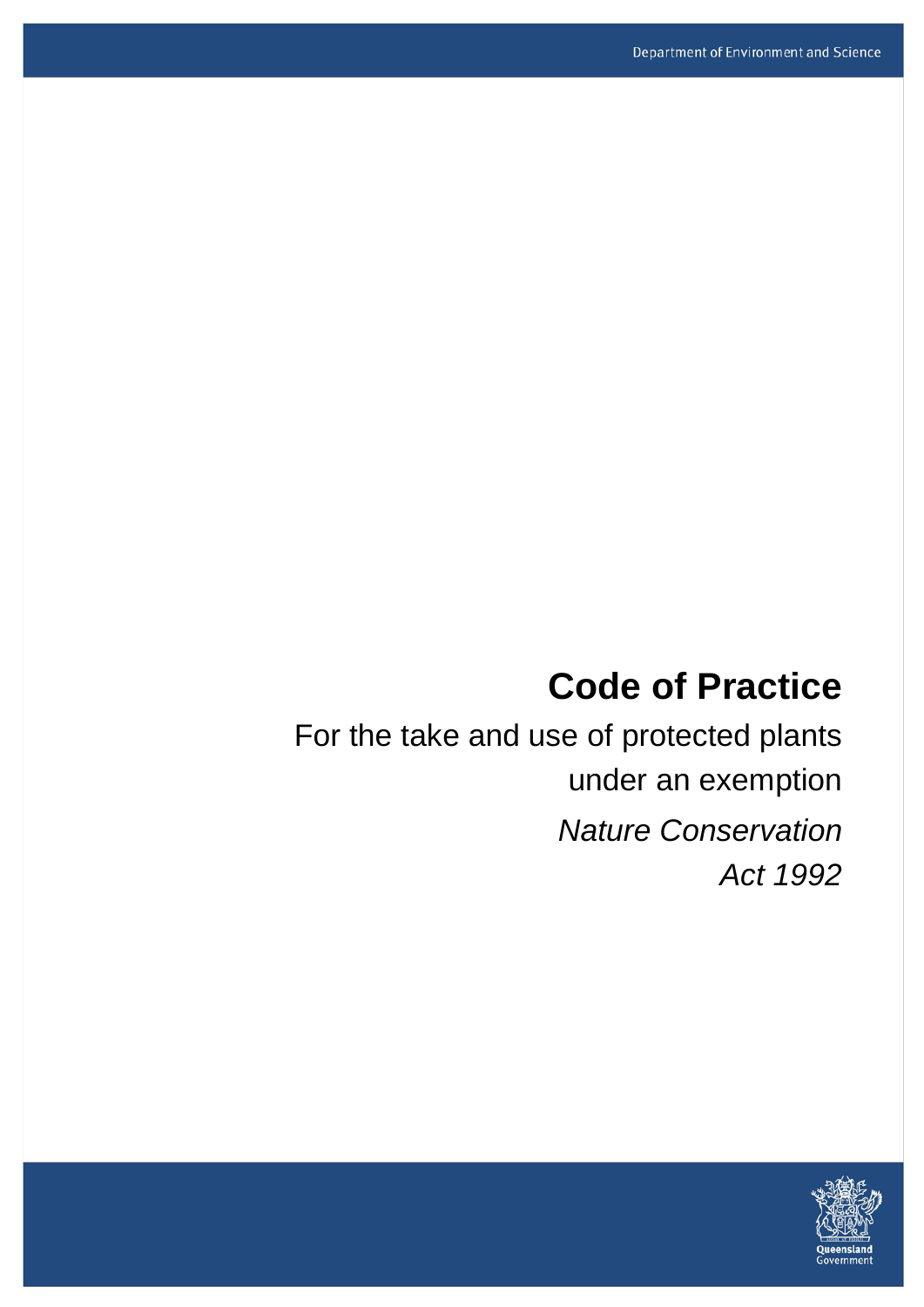# Code of Practice

For the take and use of protected plants under an exemption

*Nature Conservation Act 1992*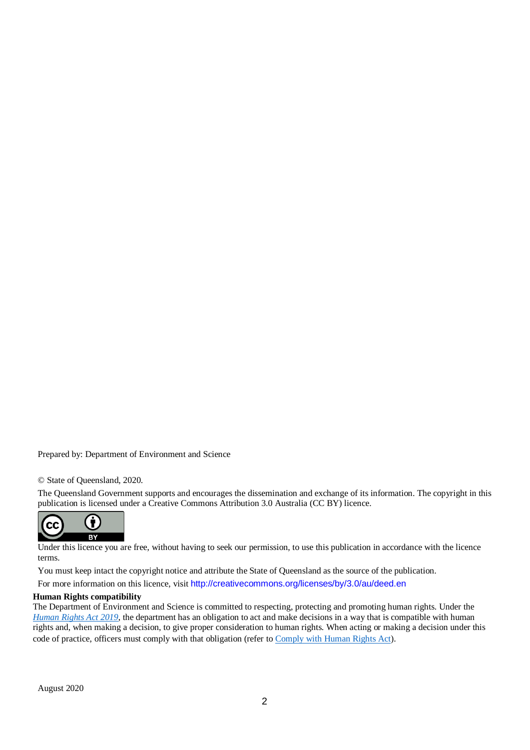Prepared by: Department of Environment and Science

© State of Queensland, 2020.

The Queensland Government supports and encourages the dissemination and exchange of its information. The copyright in this publication is licensed under a Creative Commons Attribution 3.0 Australia (CC BY) licence.

Under this licence you are free, without having to seek our permission, to use this publication in accordance with the licence terms.

You must keep intact the copyright notice and attribute the State of Queensland as the source of the publication.

For more information on this licence, visit http://creativecommons.org/licenses/by/3.0/au/deed.en

**Human Rights compatibility**

The Department of Environment and Science is committed to respecting, protecting and promoting human rights. Under the *Human Rights Act 2019*, the department has an obligation to act and make decisions in a way that is compatible with human rights and, when making a decision, to give proper consideration to human rights. When acting or making a decision under this code of practice, officers must comply with that obligation (refer to Comply with Human Rights Act).

August 2020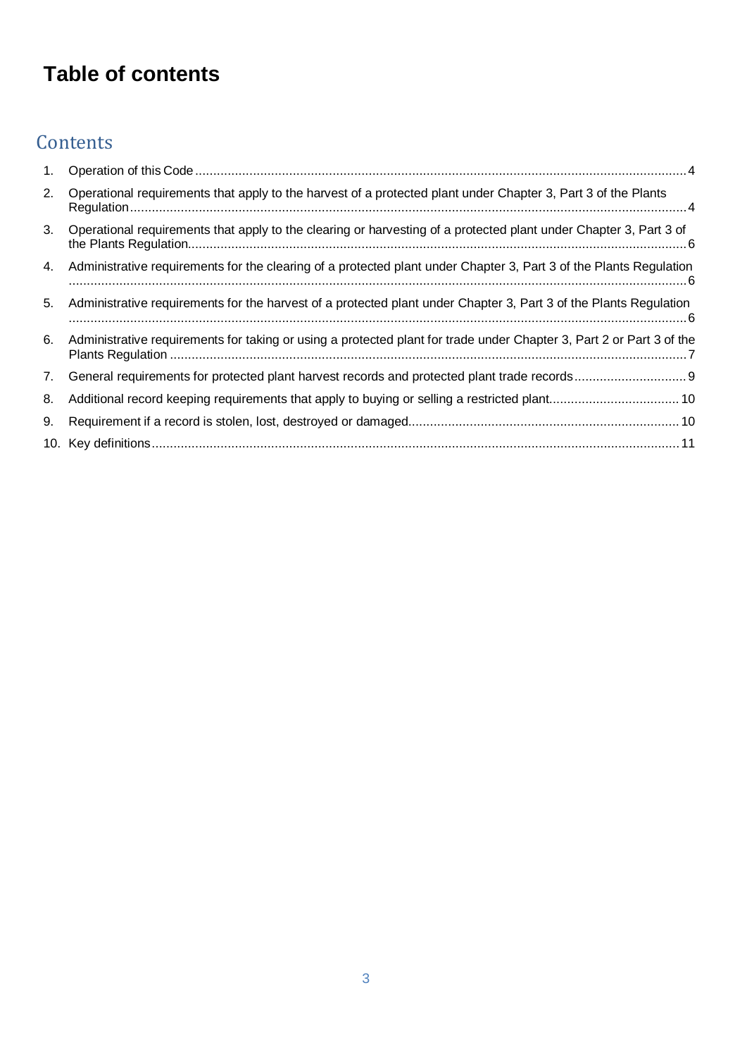# Table of contents

## Contents

1. Operation of this Code .......... 4
2. Operational requirements that apply to the harvest of a protected plant under Chapter 3, Part 3 of the Plants Regulation .......... 4
3. Operational requirements that apply to the clearing or harvesting of a protected plant under Chapter 3, Part 3 of the Plants Regulation .......... 6
4. Administrative requirements for the clearing of a protected plant under Chapter 3, Part 3 of the Plants Regulation .......... 6
5. Administrative requirements for the harvest of a protected plant under Chapter 3, Part 3 of the Plants Regulation .......... 6
6. Administrative requirements for taking or using a protected plant for trade under Chapter 3, Part 2 or Part 3 of the Plants Regulation .......... 7
7. General requirements for protected plant harvest records and protected plant trade records .......... 9
8. Additional record keeping requirements that apply to buying or selling a restricted plant .......... 10
9. Requirement if a record is stolen, lost, destroyed or damaged .......... 10
10. Key definitions .......... 11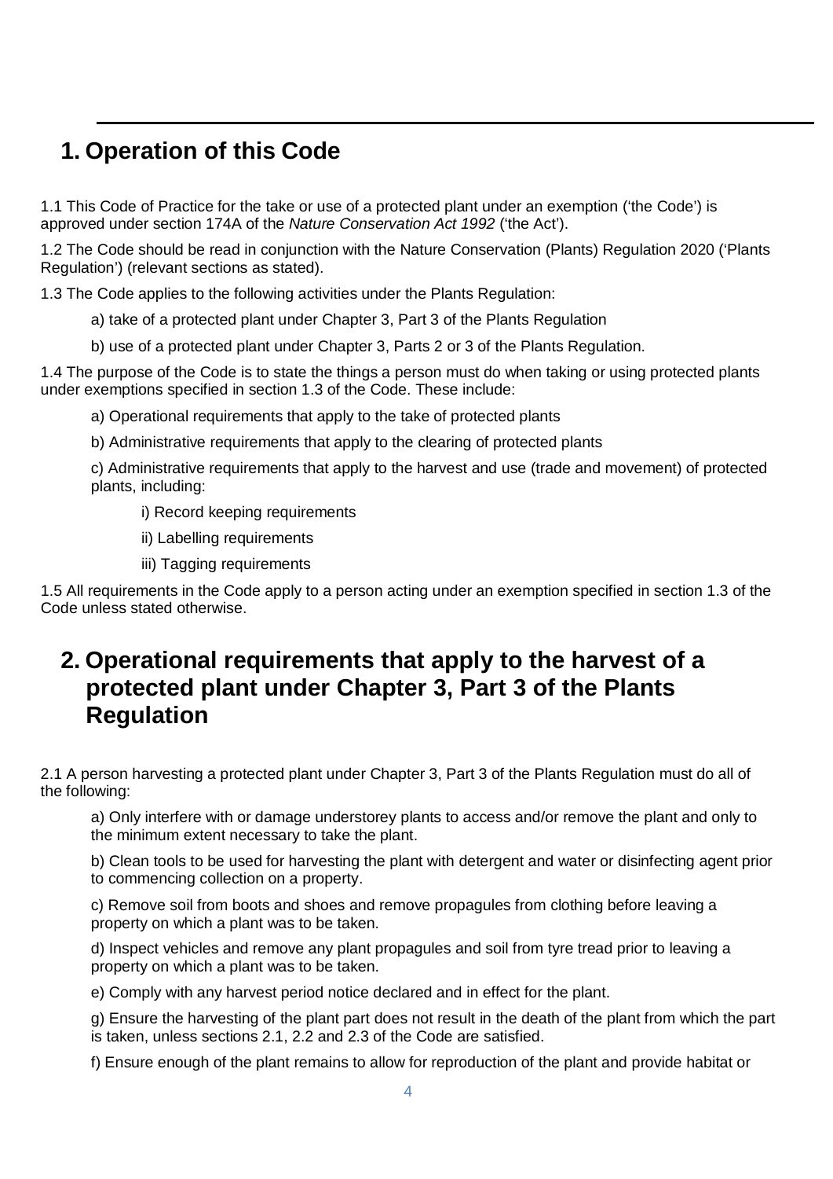# 1. Operation of this Code

1.1 This Code of Practice for the take or use of a protected plant under an exemption ('the Code') is approved under section 174A of the *Nature Conservation Act 1992* ('the Act').

1.2 The Code should be read in conjunction with the Nature Conservation (Plants) Regulation 2020 ('Plants Regulation') (relevant sections as stated).

1.3 The Code applies to the following activities under the Plants Regulation:

a) take of a protected plant under Chapter 3, Part 3 of the Plants Regulation

b) use of a protected plant under Chapter 3, Parts 2 or 3 of the Plants Regulation.

1.4 The purpose of the Code is to state the things a person must do when taking or using protected plants under exemptions specified in section 1.3 of the Code. These include:

a) Operational requirements that apply to the take of protected plants

b) Administrative requirements that apply to the clearing of protected plants

c) Administrative requirements that apply to the harvest and use (trade and movement) of protected plants, including:

i) Record keeping requirements

ii) Labelling requirements

iii) Tagging requirements

1.5 All requirements in the Code apply to a person acting under an exemption specified in section 1.3 of the Code unless stated otherwise.

# 2. Operational requirements that apply to the harvest of a protected plant under Chapter 3, Part 3 of the Plants Regulation

2.1 A person harvesting a protected plant under Chapter 3, Part 3 of the Plants Regulation must do all of the following:

a) Only interfere with or damage understorey plants to access and/or remove the plant and only to the minimum extent necessary to take the plant.

b) Clean tools to be used for harvesting the plant with detergent and water or disinfecting agent prior to commencing collection on a property.

c) Remove soil from boots and shoes and remove propagules from clothing before leaving a property on which a plant was to be taken.

d) Inspect vehicles and remove any plant propagules and soil from tyre tread prior to leaving a property on which a plant was to be taken.

e) Comply with any harvest period notice declared and in effect for the plant.

g) Ensure the harvesting of the plant part does not result in the death of the plant from which the part is taken, unless sections 2.1, 2.2 and 2.3 of the Code are satisfied.

f) Ensure enough of the plant remains to allow for reproduction of the plant and provide habitat or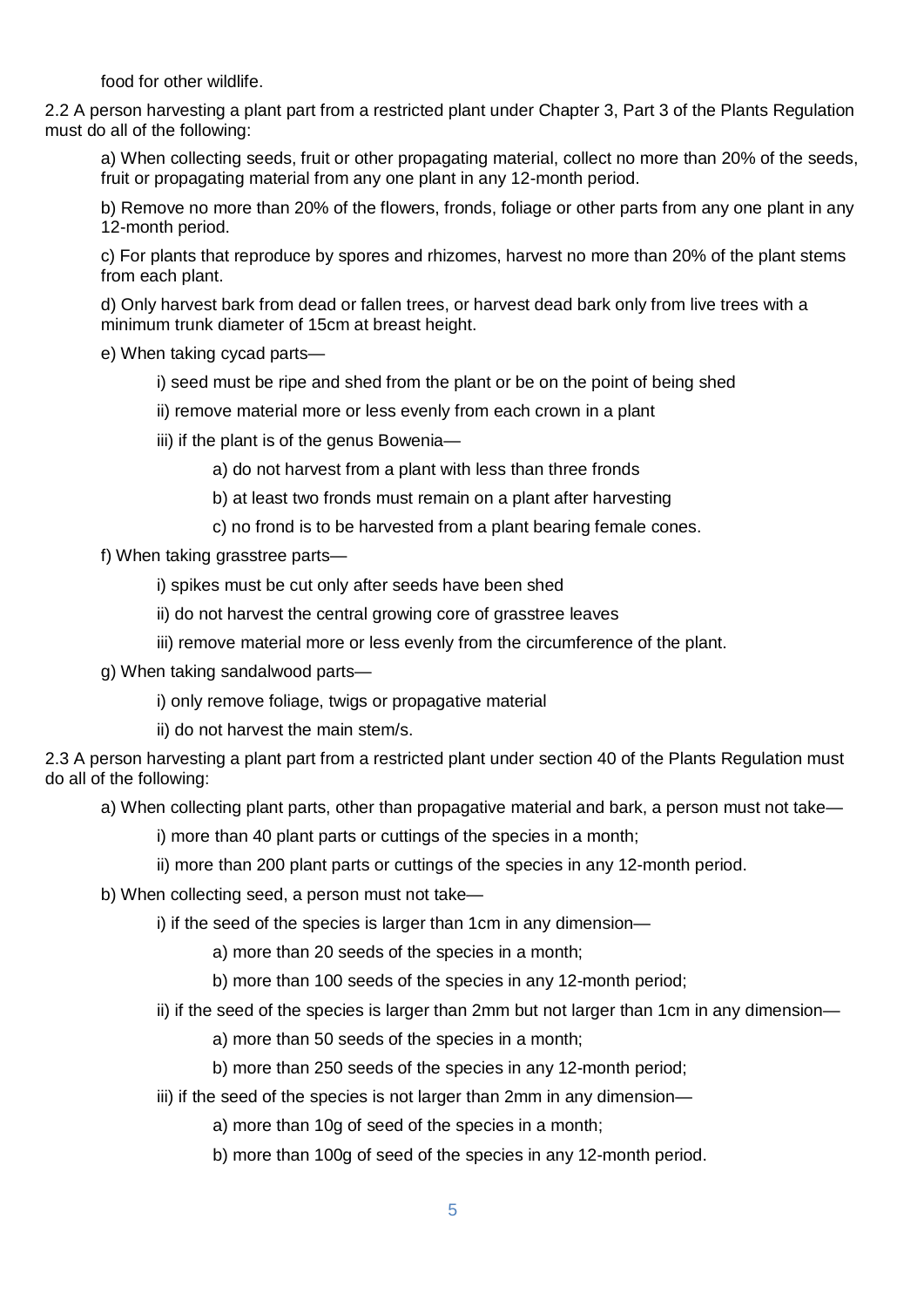food for other wildlife.

2.2 A person harvesting a plant part from a restricted plant under Chapter 3, Part 3 of the Plants Regulation must do all of the following:

a) When collecting seeds, fruit or other propagating material, collect no more than 20% of the seeds, fruit or propagating material from any one plant in any 12-month period.

b) Remove no more than 20% of the flowers, fronds, foliage or other parts from any one plant in any 12-month period.

c) For plants that reproduce by spores and rhizomes, harvest no more than 20% of the plant stems from each plant.

d) Only harvest bark from dead or fallen trees, or harvest dead bark only from live trees with a minimum trunk diameter of 15cm at breast height.

e) When taking cycad parts—

- i) seed must be ripe and shed from the plant or be on the point of being shed
- ii) remove material more or less evenly from each crown in a plant
- iii) if the plant is of the genus Bowenia—
  - a) do not harvest from a plant with less than three fronds
  - b) at least two fronds must remain on a plant after harvesting
  - c) no frond is to be harvested from a plant bearing female cones.

f) When taking grasstree parts—

- i) spikes must be cut only after seeds have been shed
- ii) do not harvest the central growing core of grasstree leaves
- iii) remove material more or less evenly from the circumference of the plant.

g) When taking sandalwood parts—

- i) only remove foliage, twigs or propagative material
- ii) do not harvest the main stem/s.

2.3 A person harvesting a plant part from a restricted plant under section 40 of the Plants Regulation must do all of the following:

a) When collecting plant parts, other than propagative material and bark, a person must not take—

- i) more than 40 plant parts or cuttings of the species in a month;
- ii) more than 200 plant parts or cuttings of the species in any 12-month period.

b) When collecting seed, a person must not take—

- i) if the seed of the species is larger than 1cm in any dimension—
  - a) more than 20 seeds of the species in a month;
  - b) more than 100 seeds of the species in any 12-month period;
- ii) if the seed of the species is larger than 2mm but not larger than 1cm in any dimension—
  - a) more than 50 seeds of the species in a month;
  - b) more than 250 seeds of the species in any 12-month period;
- iii) if the seed of the species is not larger than 2mm in any dimension—
  - a) more than 10g of seed of the species in a month;
  - b) more than 100g of seed of the species in any 12-month period.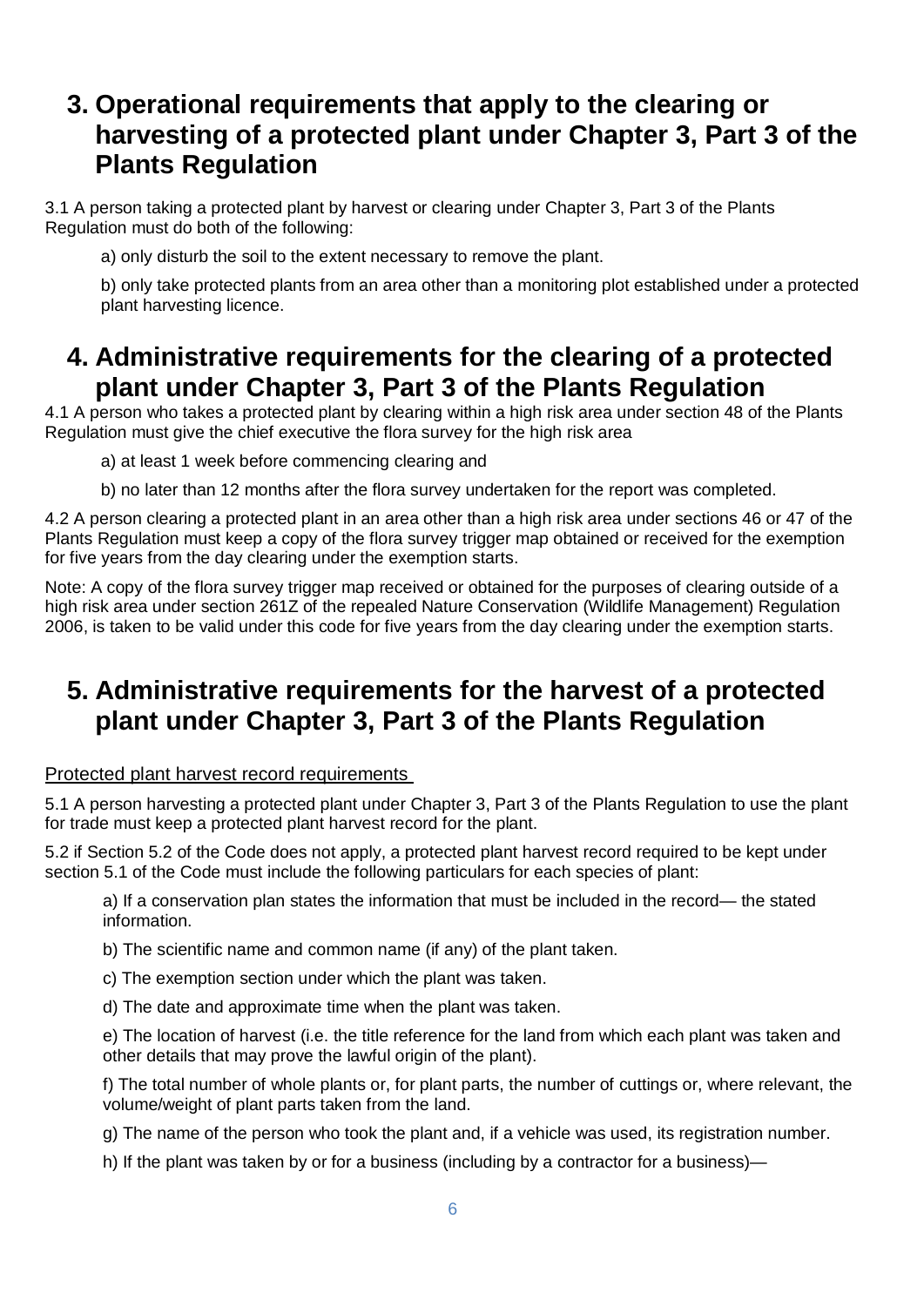# 3. Operational requirements that apply to the clearing or harvesting of a protected plant under Chapter 3, Part 3 of the Plants Regulation

3.1 A person taking a protected plant by harvest or clearing under Chapter 3, Part 3 of the Plants Regulation must do both of the following:

a) only disturb the soil to the extent necessary to remove the plant.

b) only take protected plants from an area other than a monitoring plot established under a protected plant harvesting licence.

# 4. Administrative requirements for the clearing of a protected plant under Chapter 3, Part 3 of the Plants Regulation

4.1 A person who takes a protected plant by clearing within a high risk area under section 48 of the Plants Regulation must give the chief executive the flora survey for the high risk area

a) at least 1 week before commencing clearing and

b) no later than 12 months after the flora survey undertaken for the report was completed.

4.2 A person clearing a protected plant in an area other than a high risk area under sections 46 or 47 of the Plants Regulation must keep a copy of the flora survey trigger map obtained or received for the exemption for five years from the day clearing under the exemption starts.

Note: A copy of the flora survey trigger map received or obtained for the purposes of clearing outside of a high risk area under section 261Z of the repealed Nature Conservation (Wildlife Management) Regulation 2006, is taken to be valid under this code for five years from the day clearing under the exemption starts.

# 5. Administrative requirements for the harvest of a protected plant under Chapter 3, Part 3 of the Plants Regulation

<u>Protected plant harvest record requirements</u>

5.1 A person harvesting a protected plant under Chapter 3, Part 3 of the Plants Regulation to use the plant for trade must keep a protected plant harvest record for the plant.

5.2 if Section 5.2 of the Code does not apply, a protected plant harvest record required to be kept under section 5.1 of the Code must include the following particulars for each species of plant:

a) If a conservation plan states the information that must be included in the record— the stated information.

b) The scientific name and common name (if any) of the plant taken.

c) The exemption section under which the plant was taken.

d) The date and approximate time when the plant was taken.

e) The location of harvest (i.e. the title reference for the land from which each plant was taken and other details that may prove the lawful origin of the plant).

f) The total number of whole plants or, for plant parts, the number of cuttings or, where relevant, the volume/weight of plant parts taken from the land.

g) The name of the person who took the plant and, if a vehicle was used, its registration number.

h) If the plant was taken by or for a business (including by a contractor for a business)—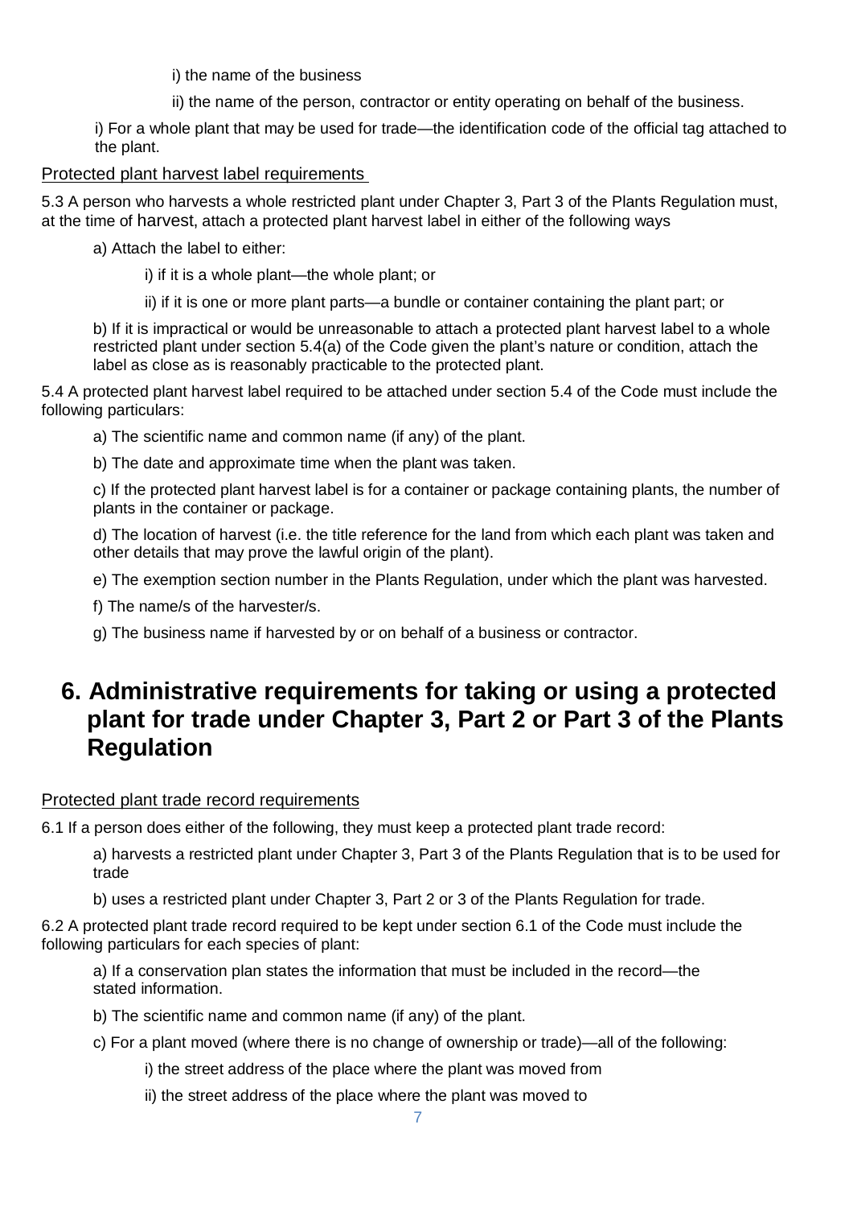i) the name of the business

ii) the name of the person, contractor or entity operating on behalf of the business.

i) For a whole plant that may be used for trade—the identification code of the official tag attached to the plant.

Protected plant harvest label requirements

5.3 A person who harvests a whole restricted plant under Chapter 3, Part 3 of the Plants Regulation must, at the time of harvest, attach a protected plant harvest label in either of the following ways

a) Attach the label to either:

i) if it is a whole plant—the whole plant; or

ii) if it is one or more plant parts—a bundle or container containing the plant part; or

b) If it is impractical or would be unreasonable to attach a protected plant harvest label to a whole restricted plant under section 5.4(a) of the Code given the plant's nature or condition, attach the label as close as is reasonably practicable to the protected plant.

5.4 A protected plant harvest label required to be attached under section 5.4 of the Code must include the following particulars:

a) The scientific name and common name (if any) of the plant.

b) The date and approximate time when the plant was taken.

c) If the protected plant harvest label is for a container or package containing plants, the number of plants in the container or package.

d) The location of harvest (i.e. the title reference for the land from which each plant was taken and other details that may prove the lawful origin of the plant).

e) The exemption section number in the Plants Regulation, under which the plant was harvested.

f) The name/s of the harvester/s.

g) The business name if harvested by or on behalf of a business or contractor.

# 6. Administrative requirements for taking or using a protected plant for trade under Chapter 3, Part 2 or Part 3 of the Plants Regulation

Protected plant trade record requirements

6.1 If a person does either of the following, they must keep a protected plant trade record:

a) harvests a restricted plant under Chapter 3, Part 3 of the Plants Regulation that is to be used for trade

b) uses a restricted plant under Chapter 3, Part 2 or 3 of the Plants Regulation for trade.

6.2 A protected plant trade record required to be kept under section 6.1 of the Code must include the following particulars for each species of plant:

a) If a conservation plan states the information that must be included in the record—the stated information.

b) The scientific name and common name (if any) of the plant.

c) For a plant moved (where there is no change of ownership or trade)—all of the following:

i) the street address of the place where the plant was moved from

ii) the street address of the place where the plant was moved to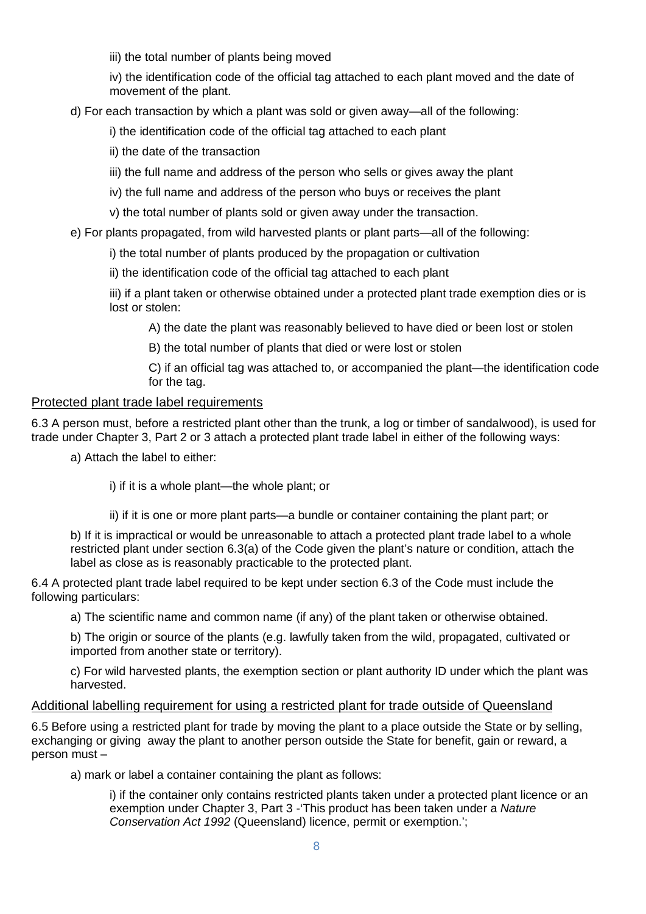iii) the total number of plants being moved

iv) the identification code of the official tag attached to each plant moved and the date of movement of the plant.

d) For each transaction by which a plant was sold or given away—all of the following:

i) the identification code of the official tag attached to each plant

ii) the date of the transaction

iii) the full name and address of the person who sells or gives away the plant

iv) the full name and address of the person who buys or receives the plant

v) the total number of plants sold or given away under the transaction.

e) For plants propagated, from wild harvested plants or plant parts—all of the following:

i) the total number of plants produced by the propagation or cultivation

ii) the identification code of the official tag attached to each plant

iii) if a plant taken or otherwise obtained under a protected plant trade exemption dies or is lost or stolen:

A) the date the plant was reasonably believed to have died or been lost or stolen

B) the total number of plants that died or were lost or stolen

C) if an official tag was attached to, or accompanied the plant—the identification code for the tag.

<u>Protected plant trade label requirements</u>

6.3 A person must, before a restricted plant other than the trunk, a log or timber of sandalwood), is used for trade under Chapter 3, Part 2 or 3 attach a protected plant trade label in either of the following ways:

a) Attach the label to either:

i) if it is a whole plant—the whole plant; or

ii) if it is one or more plant parts—a bundle or container containing the plant part; or

b) If it is impractical or would be unreasonable to attach a protected plant trade label to a whole restricted plant under section 6.3(a) of the Code given the plant's nature or condition, attach the label as close as is reasonably practicable to the protected plant.

6.4 A protected plant trade label required to be kept under section 6.3 of the Code must include the following particulars:

a) The scientific name and common name (if any) of the plant taken or otherwise obtained.

b) The origin or source of the plants (e.g. lawfully taken from the wild, propagated, cultivated or imported from another state or territory).

c) For wild harvested plants, the exemption section or plant authority ID under which the plant was harvested.

<u>Additional labelling requirement for using a restricted plant for trade outside of Queensland</u>

6.5 Before using a restricted plant for trade by moving the plant to a place outside the State or by selling, exchanging or giving away the plant to another person outside the State for benefit, gain or reward, a person must –

a) mark or label a container containing the plant as follows:

i) if the container only contains restricted plants taken under a protected plant licence or an exemption under Chapter 3, Part 3 -'This product has been taken under a *Nature Conservation Act 1992* (Queensland) licence, permit or exemption.';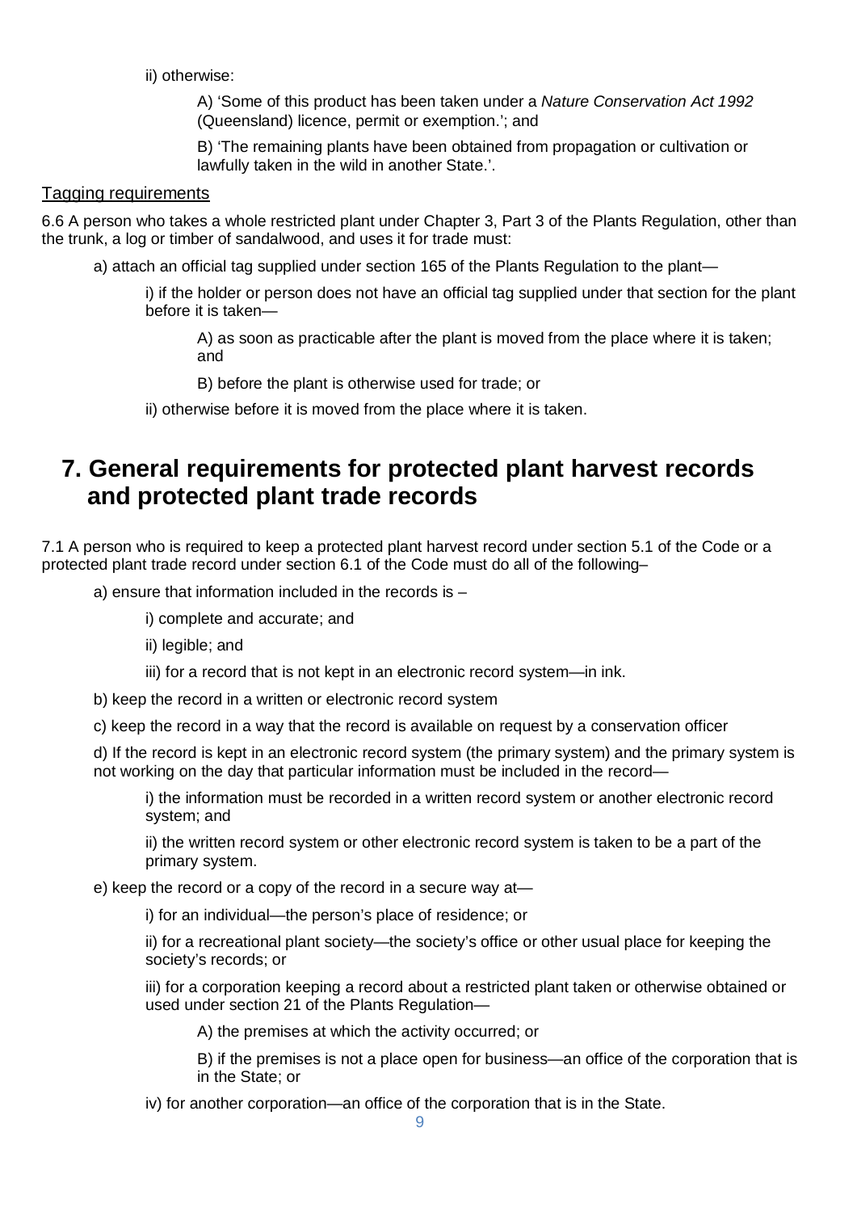ii) otherwise:

A) 'Some of this product has been taken under a *Nature Conservation Act 1992* (Queensland) licence, permit or exemption.'; and

B) 'The remaining plants have been obtained from propagation or cultivation or lawfully taken in the wild in another State.'.

<u>Tagging requirements</u>

6.6 A person who takes a whole restricted plant under Chapter 3, Part 3 of the Plants Regulation, other than the trunk, a log or timber of sandalwood, and uses it for trade must:

a) attach an official tag supplied under section 165 of the Plants Regulation to the plant—

i) if the holder or person does not have an official tag supplied under that section for the plant before it is taken—

A) as soon as practicable after the plant is moved from the place where it is taken; and

B) before the plant is otherwise used for trade; or

ii) otherwise before it is moved from the place where it is taken.

## 7. General requirements for protected plant harvest records and protected plant trade records

7.1 A person who is required to keep a protected plant harvest record under section 5.1 of the Code or a protected plant trade record under section 6.1 of the Code must do all of the following–

a) ensure that information included in the records is –

i) complete and accurate; and

ii) legible; and

iii) for a record that is not kept in an electronic record system—in ink.

b) keep the record in a written or electronic record system

c) keep the record in a way that the record is available on request by a conservation officer

d) If the record is kept in an electronic record system (the primary system) and the primary system is not working on the day that particular information must be included in the record—

i) the information must be recorded in a written record system or another electronic record system; and

ii) the written record system or other electronic record system is taken to be a part of the primary system.

e) keep the record or a copy of the record in a secure way at—

i) for an individual—the person's place of residence; or

ii) for a recreational plant society—the society's office or other usual place for keeping the society's records; or

iii) for a corporation keeping a record about a restricted plant taken or otherwise obtained or used under section 21 of the Plants Regulation—

A) the premises at which the activity occurred; or

B) if the premises is not a place open for business—an office of the corporation that is in the State; or

iv) for another corporation—an office of the corporation that is in the State.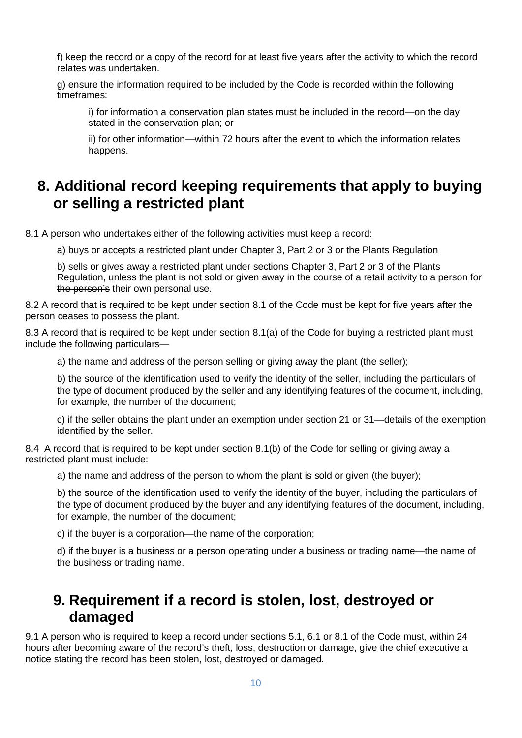f) keep the record or a copy of the record for at least five years after the activity to which the record relates was undertaken.

g) ensure the information required to be included by the Code is recorded within the following timeframes:

> i) for information a conservation plan states must be included in the record—on the day stated in the conservation plan; or
>
> ii) for other information—within 72 hours after the event to which the information relates happens.

## 8. Additional record keeping requirements that apply to buying or selling a restricted plant

8.1 A person who undertakes either of the following activities must keep a record:

> a) buys or accepts a restricted plant under Chapter 3, Part 2 or 3 or the Plants Regulation
>
> b) sells or gives away a restricted plant under sections Chapter 3, Part 2 or 3 of the Plants Regulation, unless the plant is not sold or given away in the course of a retail activity to a person for ~~the person's~~ their own personal use.

8.2 A record that is required to be kept under section 8.1 of the Code must be kept for five years after the person ceases to possess the plant.

8.3 A record that is required to be kept under section 8.1(a) of the Code for buying a restricted plant must include the following particulars—

> a) the name and address of the person selling or giving away the plant (the seller);
>
> b) the source of the identification used to verify the identity of the seller, including the particulars of the type of document produced by the seller and any identifying features of the document, including, for example, the number of the document;
>
> c) if the seller obtains the plant under an exemption under section 21 or 31—details of the exemption identified by the seller.

8.4 A record that is required to be kept under section 8.1(b) of the Code for selling or giving away a restricted plant must include:

> a) the name and address of the person to whom the plant is sold or given (the buyer);
>
> b) the source of the identification used to verify the identity of the buyer, including the particulars of the type of document produced by the buyer and any identifying features of the document, including, for example, the number of the document;
>
> c) if the buyer is a corporation—the name of the corporation;
>
> d) if the buyer is a business or a person operating under a business or trading name—the name of the business or trading name.

## 9. Requirement if a record is stolen, lost, destroyed or damaged

9.1 A person who is required to keep a record under sections 5.1, 6.1 or 8.1 of the Code must, within 24 hours after becoming aware of the record's theft, loss, destruction or damage, give the chief executive a notice stating the record has been stolen, lost, destroyed or damaged.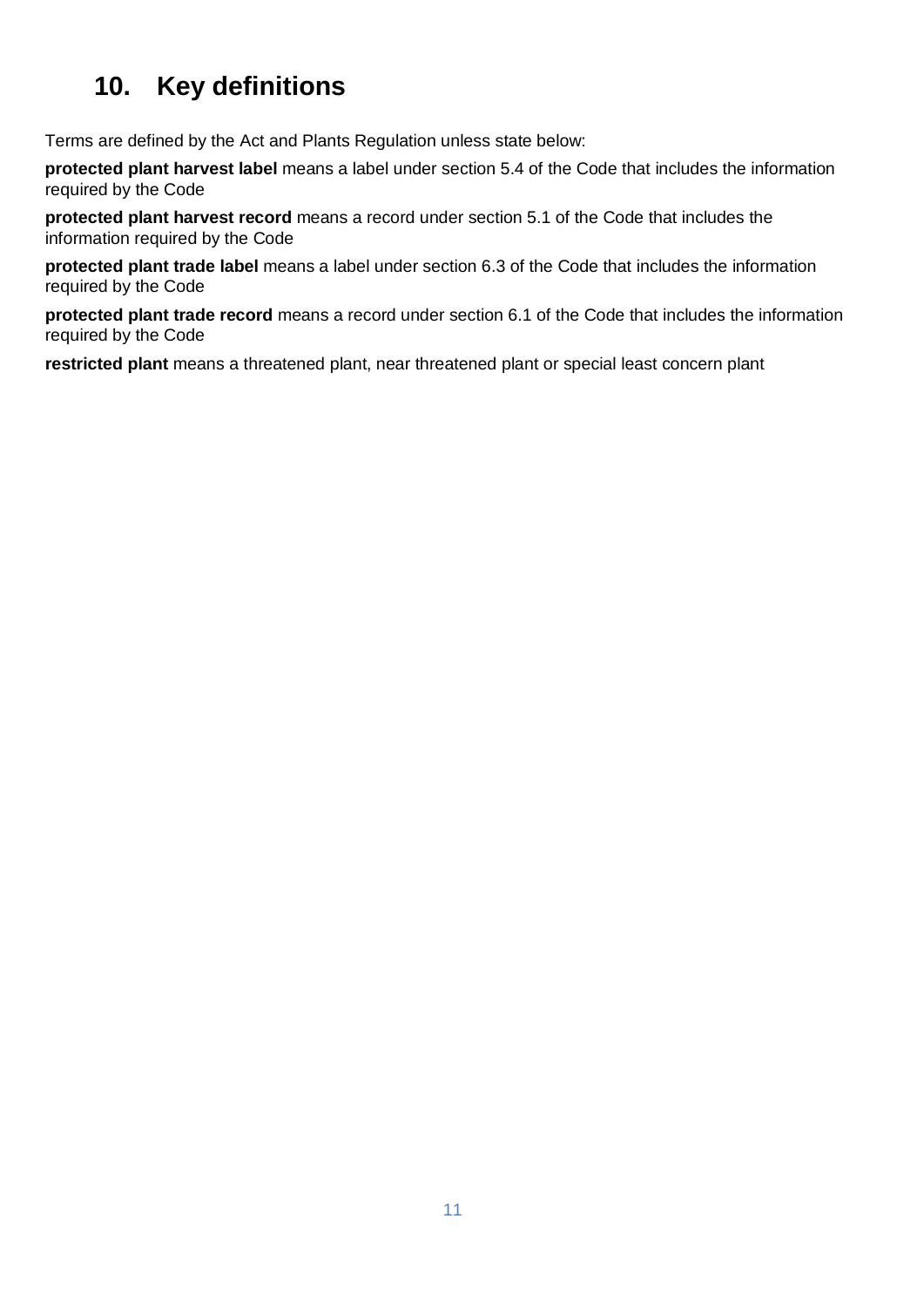# 10. Key definitions

Terms are defined by the Act and Plants Regulation unless state below:

**protected plant harvest label** means a label under section 5.4 of the Code that includes the information required by the Code

**protected plant harvest record** means a record under section 5.1 of the Code that includes the information required by the Code

**protected plant trade label** means a label under section 6.3 of the Code that includes the information required by the Code

**protected plant trade record** means a record under section 6.1 of the Code that includes the information required by the Code

**restricted plant** means a threatened plant, near threatened plant or special least concern plant